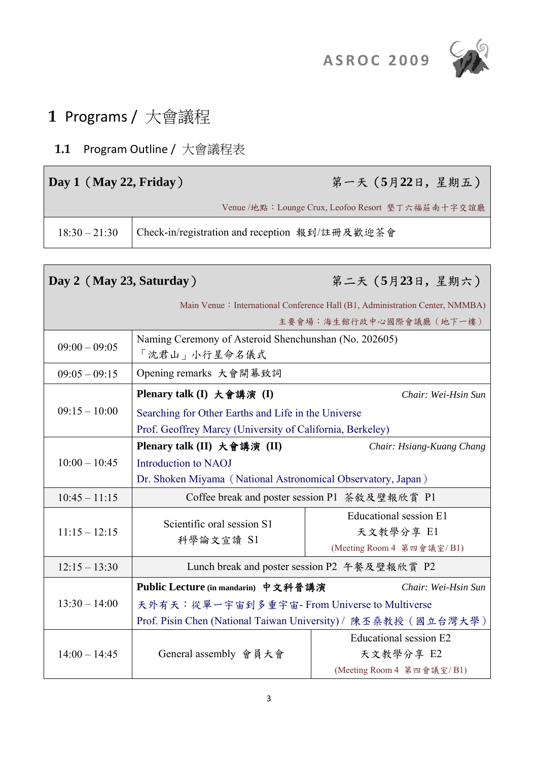# 1 Programs / 大會議程

## 1.1 Program Outline / 大會議程表

| **Day 1（May 22, Friday）** | **第一天（5月22日，星期五）** |
|---|---|
| | Venue /地點：Lounge Crux, Leofoo Resort 墾丁六福莊南十字交誼廳 |
| 18:30 – 21:30 | Check-in/registration and reception 報到/註冊及歡迎茶會 |

| **Day 2（May 23, Saturday）** | **第二天（5月23日，星期六）** | |
|---|---|---|
| | Main Venue：International Conference Hall (B1, Administration Center, NMMBA) 主要會場：海生館行政中心國際會議廳（地下一樓） | |
| 09:00 – 09:05 | Naming Ceremony of Asteroid Shenchunshan (No. 202605) 「沈君山」小行星命名儀式 | |
| 09:05 – 09:15 | Opening remarks 大會開幕致詞 | |
| 09:15 – 10:00 | **Plenary talk (I) 大會講演 (I)** *Chair: Wei-Hsin Sun*<br>Searching for Other Earths and Life in the Universe<br>Prof. Geoffrey Marcy (University of California, Berkeley) | |
| 10:00 – 10:45 | **Plenary talk (II) 大會講演 (II)** *Chair: Hsiang-Kuang Chang*<br>Introduction to NAOJ<br>Dr. Shoken Miyama（National Astronomical Observatory, Japan） | |
| 10:45 – 11:15 | Coffee break and poster session P1 茶敘及壁報欣賞 P1 | |
| 11:15 – 12:15 | Scientific oral session S1 科學論文宣讀 S1 | Educational session E1 天文教學分享 E1 (Meeting Room 4 第四會議室/ B1) |
| 12:15 – 13:30 | Lunch break and poster session P2 午餐及壁報欣賞 P2 | |
| 13:30 – 14:00 | **Public Lecture (in mandarin) 中文科普講演** *Chair: Wei-Hsin Sun*<br>天外有天：從單一宇宙到多重宇宙- From Universe to Multiverse<br>Prof. Pisin Chen (National Taiwan University) / 陳丕燊教授（國立台灣大學） | |
| 14:00 – 14:45 | General assembly 會員大會 | Educational session E2 天文教學分享 E2 (Meeting Room 4 第四會議室/ B1) |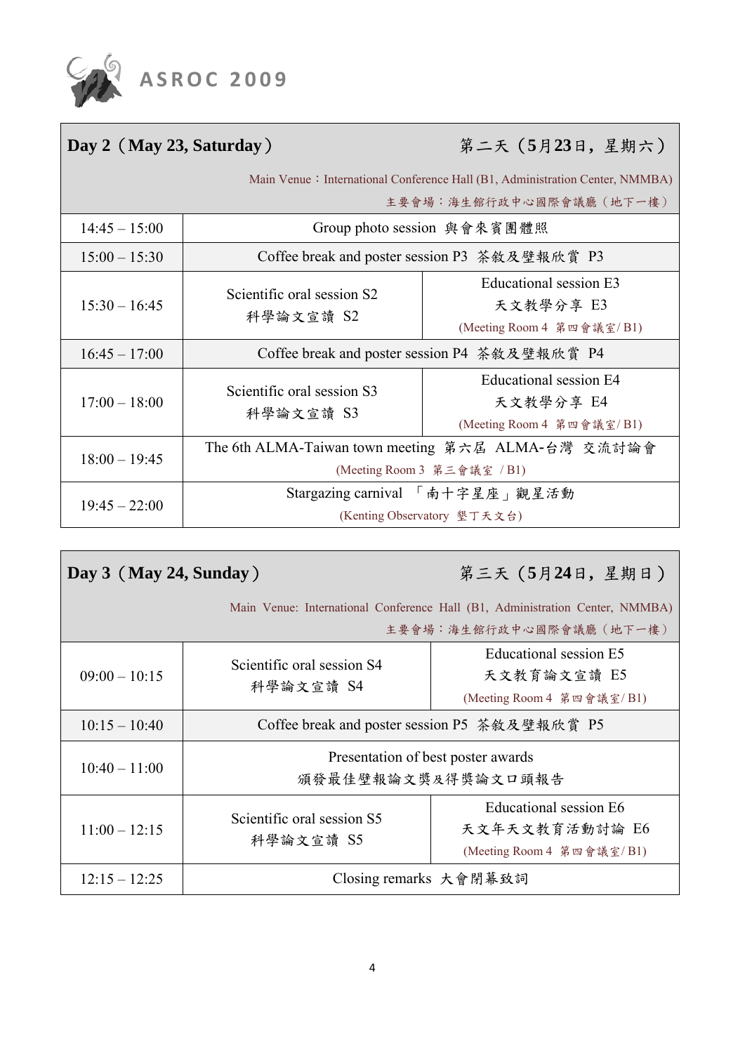## Day 2（May 23, Saturday）　第二天（5月23日，星期六）

Main Venue：International Conference Hall (B1, Administration Center, NMMBA)
主要會場：海生館行政中心國際會議廳（地下一樓）

| Time | Program | |
|---|---|---|
| 14:45 – 15:00 | Group photo session 與會來賓團體照 | |
| 15:00 – 15:30 | Coffee break and poster session P3 茶敘及壁報欣賞 P3 | |
| 15:30 – 16:45 | Scientific oral session S2<br>科學論文宣讀 S2 | Educational session E3<br>天文教學分享 E3<br>(Meeting Room 4 第四會議室/ B1) |
| 16:45 – 17:00 | Coffee break and poster session P4 茶敘及壁報欣賞 P4 | |
| 17:00 – 18:00 | Scientific oral session S3<br>科學論文宣讀 S3 | Educational session E4<br>天文教學分享 E4<br>(Meeting Room 4 第四會議室/ B1) |
| 18:00 – 19:45 | The 6th ALMA-Taiwan town meeting 第六屆 ALMA-台灣 交流討論會<br>(Meeting Room 3 第三會議室 / B1) | |
| 19:45 – 22:00 | Stargazing carnival 「南十字星座」觀星活動<br>(Kenting Observatory 墾丁天文台) | |

## Day 3（May 24, Sunday）　第三天（5月24日，星期日）

Main Venue: International Conference Hall (B1, Administration Center, NMMBA)
主要會場：海生館行政中心國際會議廳（地下一樓）

| Time | Program | |
|---|---|---|
| 09:00 – 10:15 | Scientific oral session S4<br>科學論文宣讀 S4 | Educational session E5<br>天文教育論文宣讀 E5<br>(Meeting Room 4 第四會議室/ B1) |
| 10:15 – 10:40 | Coffee break and poster session P5 茶敘及壁報欣賞 P5 | |
| 10:40 – 11:00 | Presentation of best poster awards<br>頒發最佳壁報論文獎及得獎論文口頭報告 | |
| 11:00 – 12:15 | Scientific oral session S5<br>科學論文宣讀 S5 | Educational session E6<br>天文年天文教育活動討論 E6<br>(Meeting Room 4 第四會議室/ B1) |
| 12:15 – 12:25 | Closing remarks 大會閉幕致詞 | |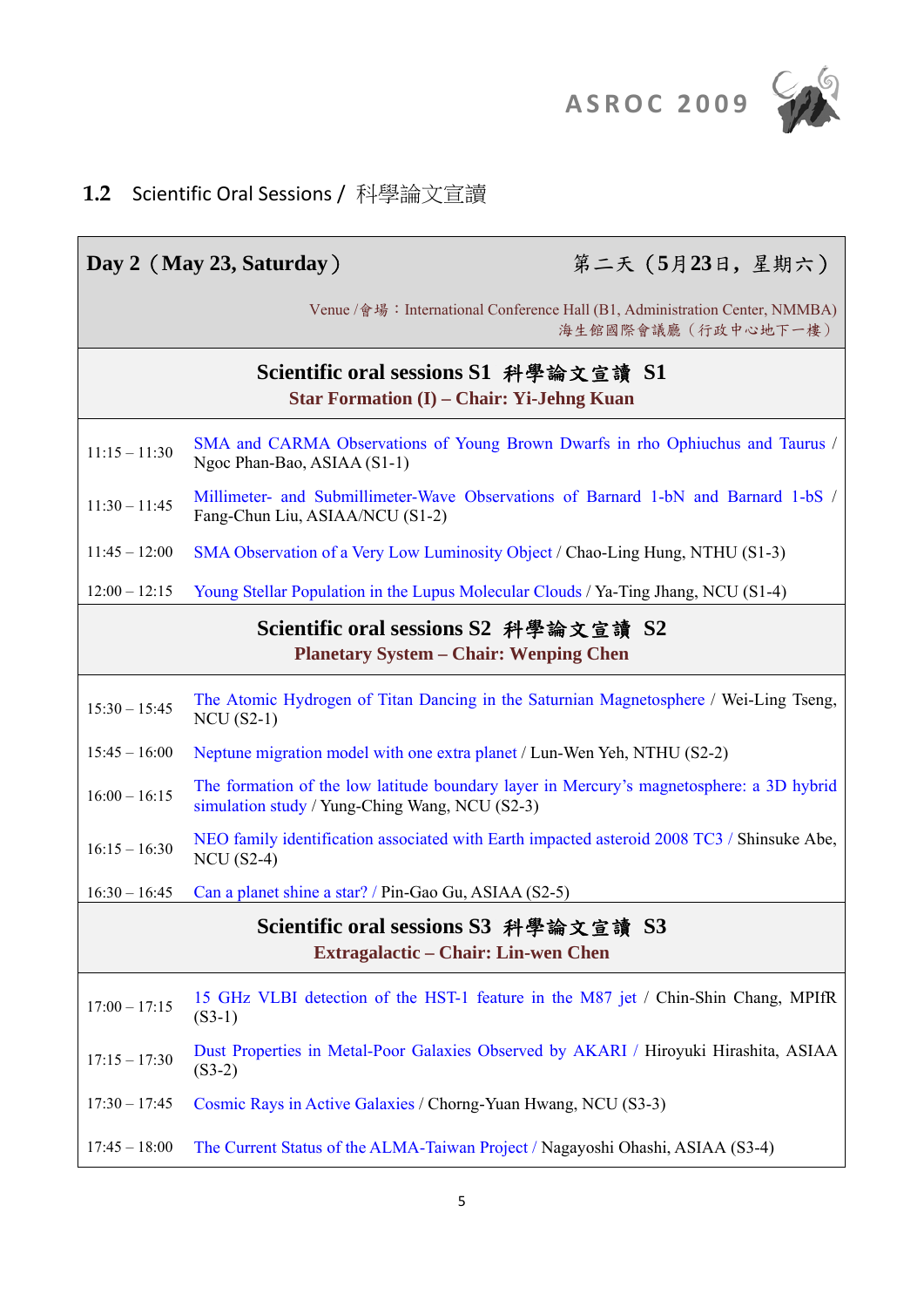## 1.2 Scientific Oral Sessions / 科學論文宣讀

| **Day 2（May 23, Saturday）** | **第二天（5月23日，星期六）** |
|---|---|
| | Venue /會場：International Conference Hall (B1, Administration Center, NMMBA) 海生館國際會議廳（行政中心地下一樓） |
| **Scientific oral sessions S1 科學論文宣讀 S1** | |
| **Star Formation (I) – Chair: Yi-Jehng Kuan** | |
| 11:15 – 11:30 | SMA and CARMA Observations of Young Brown Dwarfs in rho Ophiuchus and Taurus / Ngoc Phan-Bao, ASIAA (S1-1) |
| 11:30 – 11:45 | Millimeter- and Submillimeter-Wave Observations of Barnard 1-bN and Barnard 1-bS / Fang-Chun Liu, ASIAA/NCU (S1-2) |
| 11:45 – 12:00 | SMA Observation of a Very Low Luminosity Object / Chao-Ling Hung, NTHU (S1-3) |
| 12:00 – 12:15 | Young Stellar Population in the Lupus Molecular Clouds / Ya-Ting Jhang, NCU (S1-4) |
| **Scientific oral sessions S2 科學論文宣讀 S2** | |
| **Planetary System – Chair: Wenping Chen** | |
| 15:30 – 15:45 | The Atomic Hydrogen of Titan Dancing in the Saturnian Magnetosphere / Wei-Ling Tseng, NCU (S2-1) |
| 15:45 – 16:00 | Neptune migration model with one extra planet / Lun-Wen Yeh, NTHU (S2-2) |
| 16:00 – 16:15 | The formation of the low latitude boundary layer in Mercury's magnetosphere: a 3D hybrid simulation study / Yung-Ching Wang, NCU (S2-3) |
| 16:15 – 16:30 | NEO family identification associated with Earth impacted asteroid 2008 TC3 / Shinsuke Abe, NCU (S2-4) |
| 16:30 – 16:45 | Can a planet shine a star? / Pin-Gao Gu, ASIAA (S2-5) |
| **Scientific oral sessions S3 科學論文宣讀 S3** | |
| **Extragalactic – Chair: Lin-wen Chen** | |
| 17:00 – 17:15 | 15 GHz VLBI detection of the HST-1 feature in the M87 jet / Chin-Shin Chang, MPIfR (S3-1) |
| 17:15 – 17:30 | Dust Properties in Metal-Poor Galaxies Observed by AKARI / Hiroyuki Hirashita, ASIAA (S3-2) |
| 17:30 – 17:45 | Cosmic Rays in Active Galaxies / Chorng-Yuan Hwang, NCU (S3-3) |
| 17:45 – 18:00 | The Current Status of the ALMA-Taiwan Project / Nagayoshi Ohashi, ASIAA (S3-4) |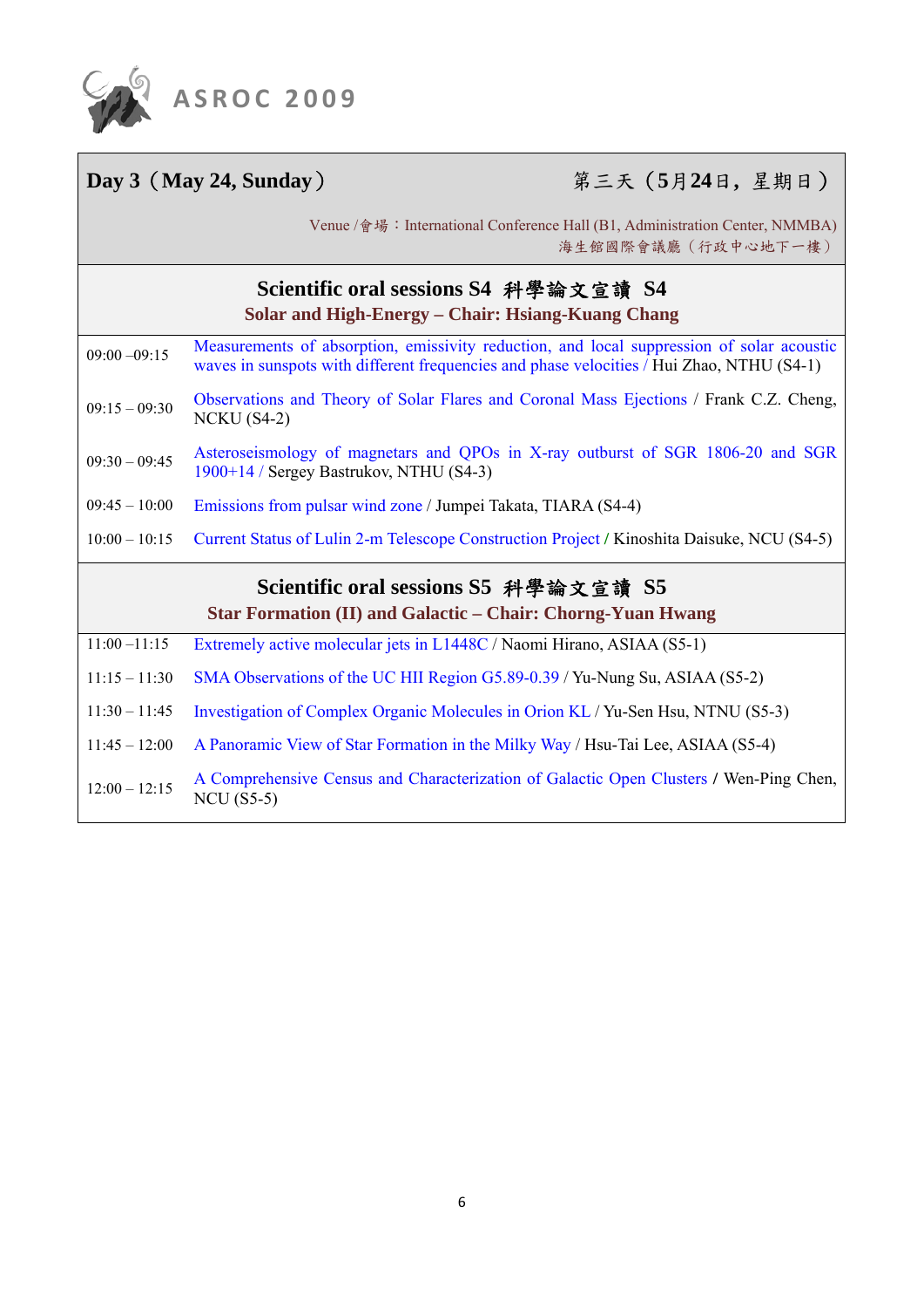## Day 3（May 24, Sunday） 第三天（5月24日，星期日）

Venue /會場：International Conference Hall (B1, Administration Center, NMMBA)
海生館國際會議廳（行政中心地下一樓）

### Scientific oral sessions S4 科學論文宣讀 S4

**Solar and High-Energy – Chair: Hsiang-Kuang Chang**

| | |
|---|---|
| 09:00 –09:15 | Measurements of absorption, emissivity reduction, and local suppression of solar acoustic waves in sunspots with different frequencies and phase velocities / Hui Zhao, NTHU (S4-1) |
| 09:15 – 09:30 | Observations and Theory of Solar Flares and Coronal Mass Ejections / Frank C.Z. Cheng, NCKU (S4-2) |
| 09:30 – 09:45 | Asteroseismology of magnetars and QPOs in X-ray outburst of SGR 1806-20 and SGR 1900+14 / Sergey Bastrukov, NTHU (S4-3) |
| 09:45 – 10:00 | Emissions from pulsar wind zone / Jumpei Takata, TIARA (S4-4) |
| 10:00 – 10:15 | Current Status of Lulin 2-m Telescope Construction Project / Kinoshita Daisuke, NCU (S4-5) |

### Scientific oral sessions S5 科學論文宣讀 S5

**Star Formation (II) and Galactic – Chair: Chorng-Yuan Hwang**

| | |
|---|---|
| 11:00 –11:15 | Extremely active molecular jets in L1448C / Naomi Hirano, ASIAA (S5-1) |
| 11:15 – 11:30 | SMA Observations of the UC HII Region G5.89-0.39 / Yu-Nung Su, ASIAA (S5-2) |
| 11:30 – 11:45 | Investigation of Complex Organic Molecules in Orion KL / Yu-Sen Hsu, NTNU (S5-3) |
| 11:45 – 12:00 | A Panoramic View of Star Formation in the Milky Way / Hsu-Tai Lee, ASIAA (S5-4) |
| 12:00 – 12:15 | A Comprehensive Census and Characterization of Galactic Open Clusters / Wen-Ping Chen, NCU (S5-5) |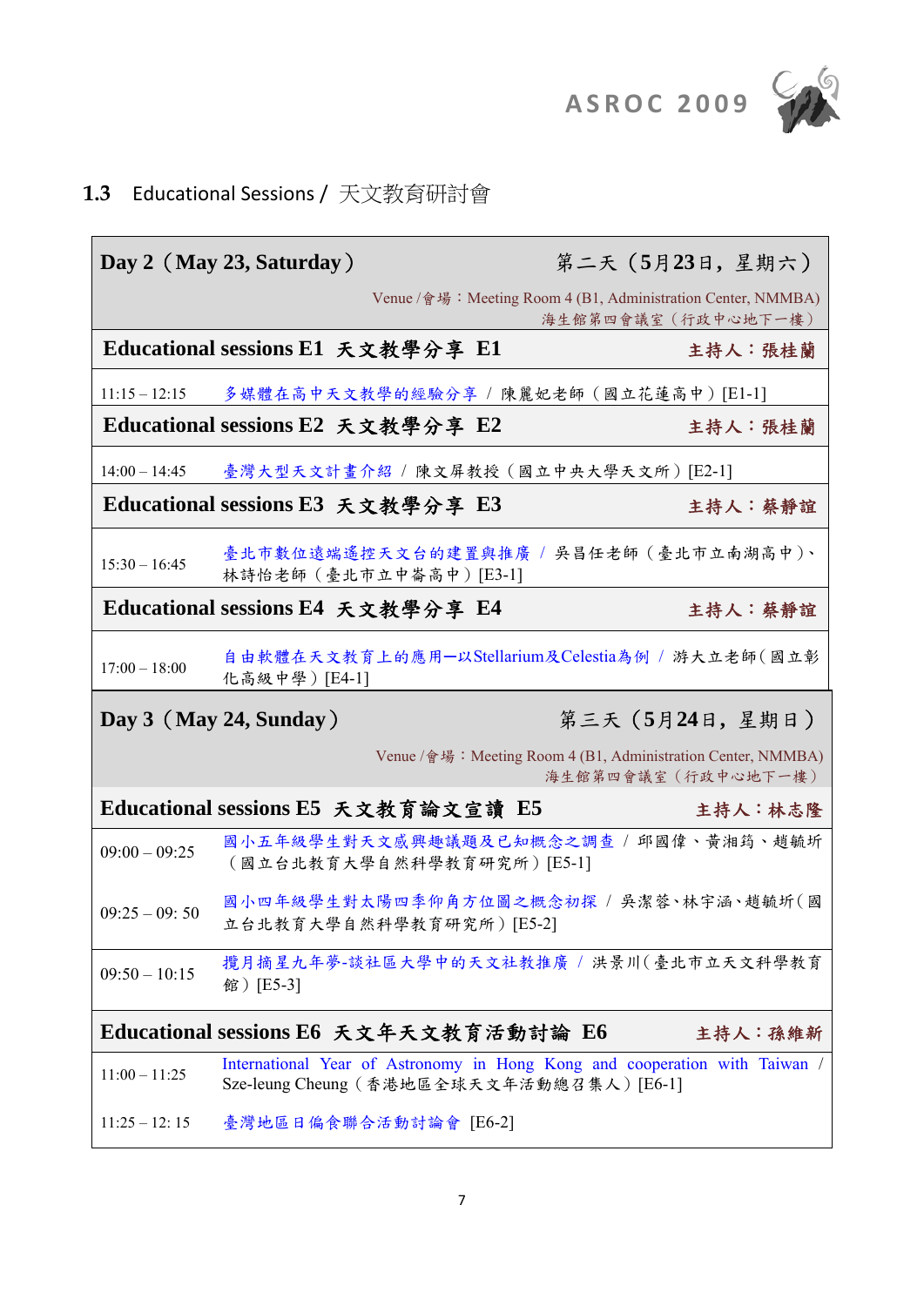## 1.3 Educational Sessions / 天文教育研討會

| | |
|---|---|
| **Day 2（May 23, Saturday）** | **第二天（5月23日，星期六）** |
| | Venue / 會場：Meeting Room 4 (B1, Administration Center, NMMBA) 海生館第四會議室（行政中心地下一樓） |
| **Educational sessions E1 天文教學分享 E1** | **主持人：張桂蘭** |
| 11:15 – 12:15 | 多媒體在高中天文教學的經驗分享 / 陳麗妃老師（國立花蓮高中）[E1-1] |
| **Educational sessions E2 天文教學分享 E2** | **主持人：張桂蘭** |
| 14:00 – 14:45 | 臺灣大型天文計畫介紹 / 陳文屏教授（國立中央大學天文所）[E2-1] |
| **Educational sessions E3 天文教學分享 E3** | **主持人：蔡靜誼** |
| 15:30 – 16:45 | 臺北市數位遠端遙控天文台的建置與推廣 / 吳昌任老師（臺北市立南湖高中）、林詩怡老師（臺北市立中崙高中）[E3-1] |
| **Educational sessions E4 天文教學分享 E4** | **主持人：蔡靜誼** |
| 17:00 – 18:00 | 自由軟體在天文教育上的應用─以Stellarium及Celestia為例 / 游大立老師(國立彰化高級中學）[E4-1] |
| **Day 3（May 24, Sunday）** | **第三天（5月24日，星期日）** |
| | Venue / 會場：Meeting Room 4 (B1, Administration Center, NMMBA) 海生館第四會議室（行政中心地下一樓） |
| **Educational sessions E5 天文教育論文宣讀 E5** | **主持人：林志隆** |
| 09:00 – 09:25 | 國小五年級學生對天文感興趣議題及已知概念之調查 / 邱國偉、黃湘筠、趙毓圻（國立台北教育大學自然科學教育研究所）[E5-1] |
| 09:25 – 09: 50 | 國小四年級學生對太陽四季仰角方位圖之概念初探 / 吳潔蓉、林宇涵、趙毓圻(國立台北教育大學自然科學教育研究所）[E5-2] |
| 09:50 – 10:15 | 攬月摘星九年夢-談社區大學中的天文社教推廣 / 洪景川(臺北市立天文科學教育館）[E5-3] |
| **Educational sessions E6 天文年天文教育活動討論 E6** | **主持人：孫維新** |
| 11:00 – 11:25 | International Year of Astronomy in Hong Kong and cooperation with Taiwan / Sze-leung Cheung（香港地區全球天文年活動總召集人）[E6-1] |
| 11:25 – 12: 15 | 臺灣地區日偏食聯合活動討論會 [E6-2] |